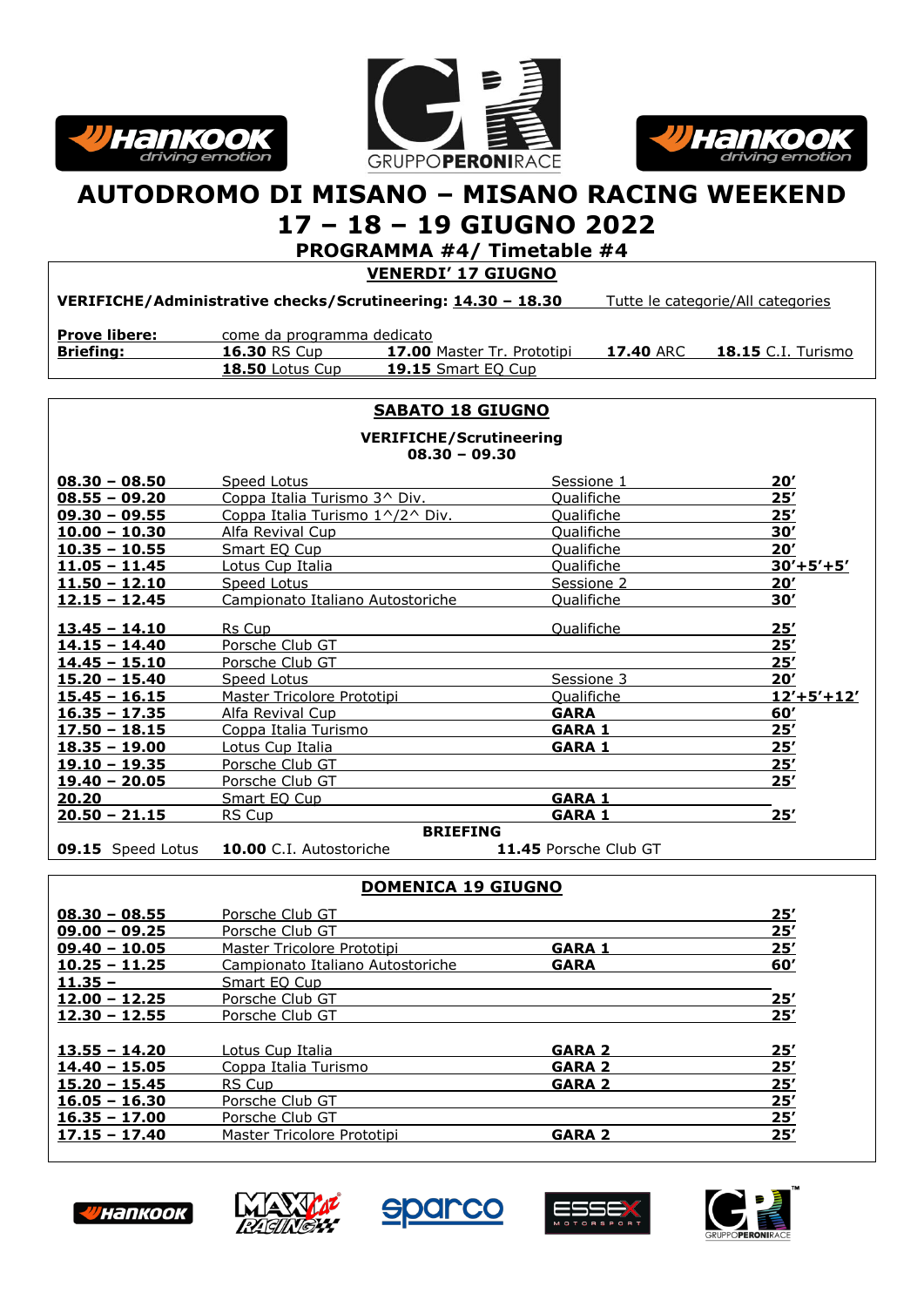# AUTODROMO DI MISANO – MISANO RACING WEEKEND

# 17 – 18 – 19 GIUGNO 2022

## PROGRAMMA #4/ Timetable #4

### VENERDI' 17 GIUGNO

**VERIFICHE/Administrative checks/Scrutineering:** **14.30 – 18.30** Tutte le categorie/All categories

**Prove libere:** come da programma dedicato

**Briefing:** **16.30** RS Cup **17.00** Master Tr. Prototipi **17.40** ARC **18.15** C.I. Turismo **18.50** Lotus Cup **19.15** Smart EQ Cup

### SABATO 18 GIUGNO

**VERIFICHE/Scrutineering**
**08.30 – 09.30**

| Orario | Categoria | Sessione | Durata |
|---|---|---|---|
| **08.30 – 08.50** | Speed Lotus | Sessione 1 | **20'** |
| **08.55 – 09.20** | Coppa Italia Turismo 3^ Div. | Qualifiche | **25'** |
| **09.30 – 09.55** | Coppa Italia Turismo 1^/2^ Div. | Qualifiche | **25'** |
| **10.00 – 10.30** | Alfa Revival Cup | Qualifiche | **30'** |
| **10.35 – 10.55** | Smart EQ Cup | Qualifiche | **20'** |
| **11.05 – 11.45** | Lotus Cup Italia | Qualifiche | **30'+5'+5'** |
| **11.50 – 12.10** | Speed Lotus | Sessione 2 | **20'** |
| **12.15 – 12.45** | Campionato Italiano Autostoriche | Qualifiche | **30'** |
| **13.45 – 14.10** | Rs Cup | Qualifiche | **25'** |
| **14.15 – 14.40** | Porsche Club GT | | **25'** |
| **14.45 – 15.10** | Porsche Club GT | | **25'** |
| **15.20 – 15.40** | Speed Lotus | Sessione 3 | **20'** |
| **15.45 – 16.15** | Master Tricolore Prototipi | Qualifiche | **12'+5'+12'** |
| **16.35 – 17.35** | Alfa Revival Cup | **GARA** | **60'** |
| **17.50 – 18.15** | Coppa Italia Turismo | **GARA 1** | **25'** |
| **18.35 – 19.00** | Lotus Cup Italia | **GARA 1** | **25'** |
| **19.10 – 19.35** | Porsche Club GT | | **25'** |
| **19.40 – 20.05** | Porsche Club GT | | **25'** |
| **20.20** | Smart EQ Cup | **GARA 1** | |
| **20.50 – 21.15** | RS Cup | **GARA 1** | **25'** |

**BRIEFING**

**09.15** Speed Lotus **10.00** C.I. Autostoriche **11.45** Porsche Club GT

### DOMENICA 19 GIUGNO

| Orario | Categoria | Sessione | Durata |
|---|---|---|---|
| **08.30 – 08.55** | Porsche Club GT | | **25'** |
| **09.00 – 09.25** | Porsche Club GT | | **25'** |
| **09.40 – 10.05** | Master Tricolore Prototipi | **GARA 1** | **25'** |
| **10.25 – 11.25** | Campionato Italiano Autostoriche | **GARA** | **60'** |
| **11.35 –** | Smart EQ Cup | | |
| **12.00 – 12.25** | Porsche Club GT | | **25'** |
| **12.30 – 12.55** | Porsche Club GT | | **25'** |
| **13.55 – 14.20** | Lotus Cup Italia | **GARA 2** | **25'** |
| **14.40 – 15.05** | Coppa Italia Turismo | **GARA 2** | **25'** |
| **15.20 – 15.45** | RS Cup | **GARA 2** | **25'** |
| **16.05 – 16.30** | Porsche Club GT | | **25'** |
| **16.35 – 17.00** | Porsche Club GT | | **25'** |
| **17.15 – 17.40** | Master Tricolore Prototipi | **GARA 2** | **25'** |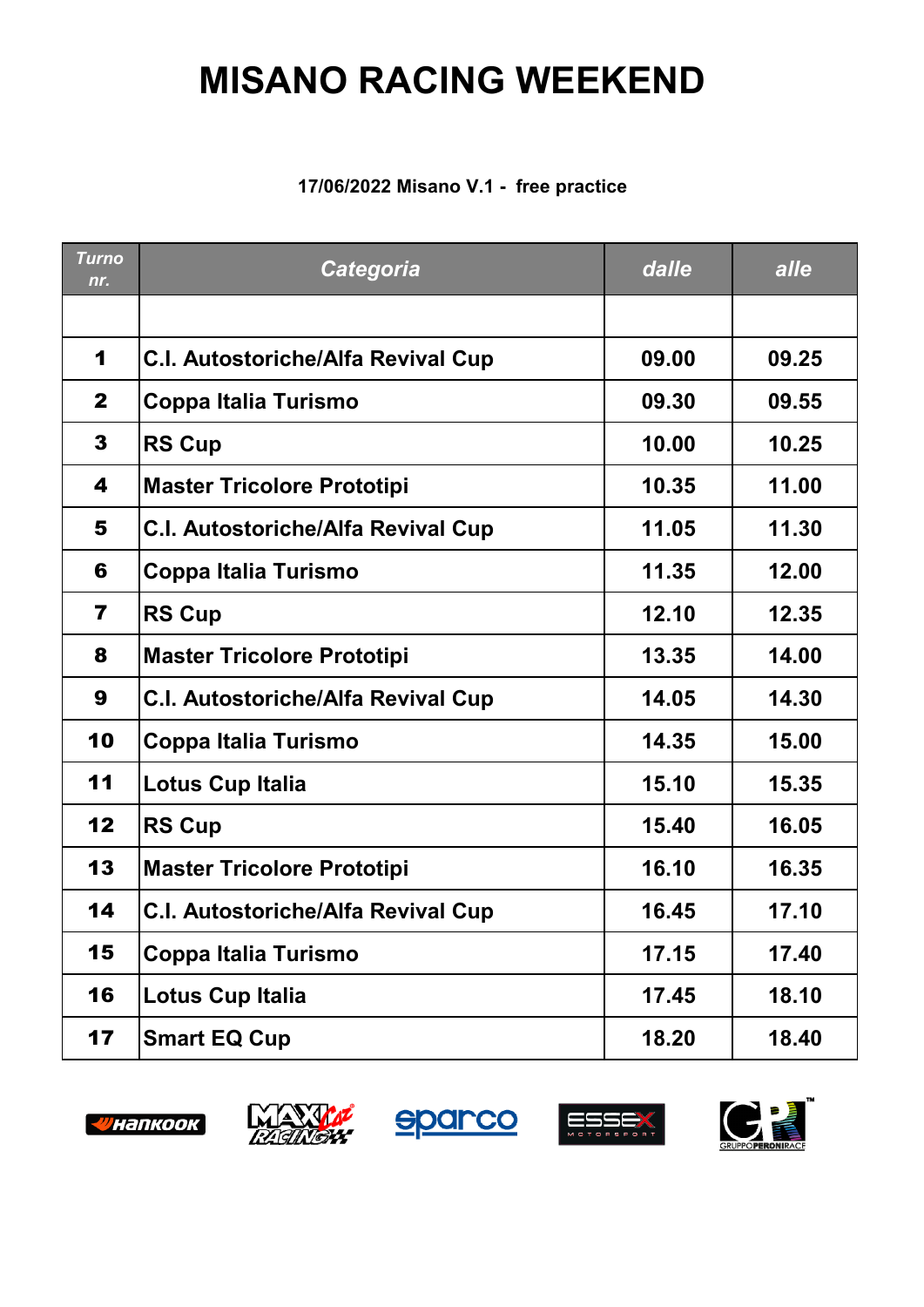# MISANO RACING WEEKEND

**17/06/2022 Misano V.1 - free practice**

| Turno nr. | Categoria | dalle | alle |
|---|---|---|---|
| | | | |
| 1 | C.I. Autostoriche/Alfa Revival Cup | 09.00 | 09.25 |
| 2 | Coppa Italia Turismo | 09.30 | 09.55 |
| 3 | RS Cup | 10.00 | 10.25 |
| 4 | Master Tricolore Prototipi | 10.35 | 11.00 |
| 5 | C.I. Autostoriche/Alfa Revival Cup | 11.05 | 11.30 |
| 6 | Coppa Italia Turismo | 11.35 | 12.00 |
| 7 | RS Cup | 12.10 | 12.35 |
| 8 | Master Tricolore Prototipi | 13.35 | 14.00 |
| 9 | C.I. Autostoriche/Alfa Revival Cup | 14.05 | 14.30 |
| 10 | Coppa Italia Turismo | 14.35 | 15.00 |
| 11 | Lotus Cup Italia | 15.10 | 15.35 |
| 12 | RS Cup | 15.40 | 16.05 |
| 13 | Master Tricolore Prototipi | 16.10 | 16.35 |
| 14 | C.I. Autostoriche/Alfa Revival Cup | 16.45 | 17.10 |
| 15 | Coppa Italia Turismo | 17.15 | 17.40 |
| 16 | Lotus Cup Italia | 17.45 | 18.10 |
| 17 | Smart EQ Cup | 18.20 | 18.40 |